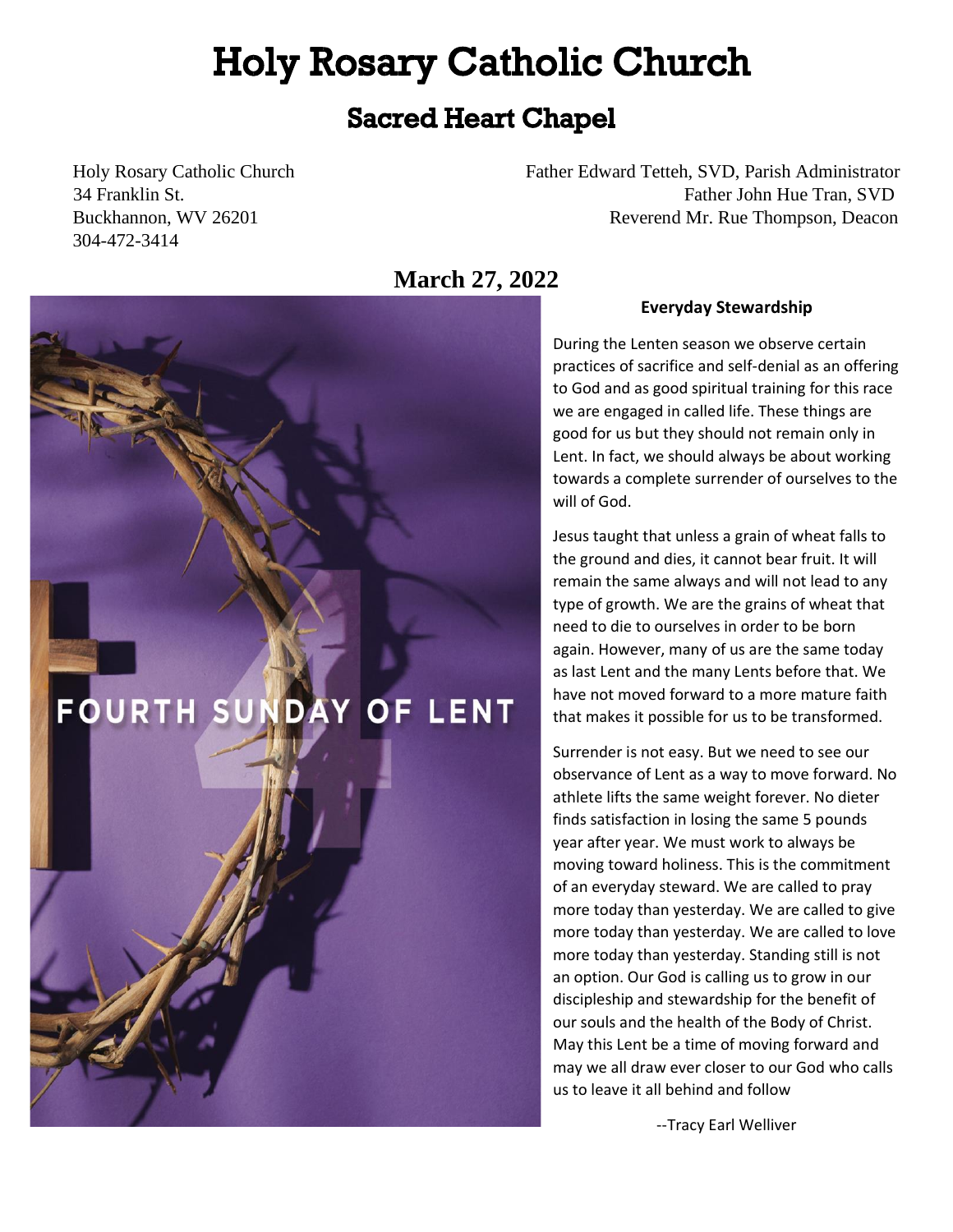# Holy Rosary Catholic Church

## Sacred Heart Chapel

Holy Rosary Catholic Church
34 Franklin St.
Buckhannon, WV 26201
304-472-3414

Father Edward Tetteh, SVD, Parish Administrator
Father John Hue Tran, SVD
Reverend Mr. Rue Thompson, Deacon

**March 27, 2022**

FOURTH SUNDAY OF LENT

**Everyday Stewardship**

During the Lenten season we observe certain practices of sacrifice and self-denial as an offering to God and as good spiritual training for this race we are engaged in called life. These things are good for us but they should not remain only in Lent. In fact, we should always be about working towards a complete surrender of ourselves to the will of God.

Jesus taught that unless a grain of wheat falls to the ground and dies, it cannot bear fruit. It will remain the same always and will not lead to any type of growth. We are the grains of wheat that need to die to ourselves in order to be born again. However, many of us are the same today as last Lent and the many Lents before that. We have not moved forward to a more mature faith that makes it possible for us to be transformed.

Surrender is not easy. But we need to see our observance of Lent as a way to move forward. No athlete lifts the same weight forever. No dieter finds satisfaction in losing the same 5 pounds year after year. We must work to always be moving toward holiness. This is the commitment of an everyday steward. We are called to pray more today than yesterday. We are called to give more today than yesterday. We are called to love more today than yesterday. Standing still is not an option. Our God is calling us to grow in our discipleship and stewardship for the benefit of our souls and the health of the Body of Christ. May this Lent be a time of moving forward and may we all draw ever closer to our God who calls us to leave it all behind and follow

--Tracy Earl Welliver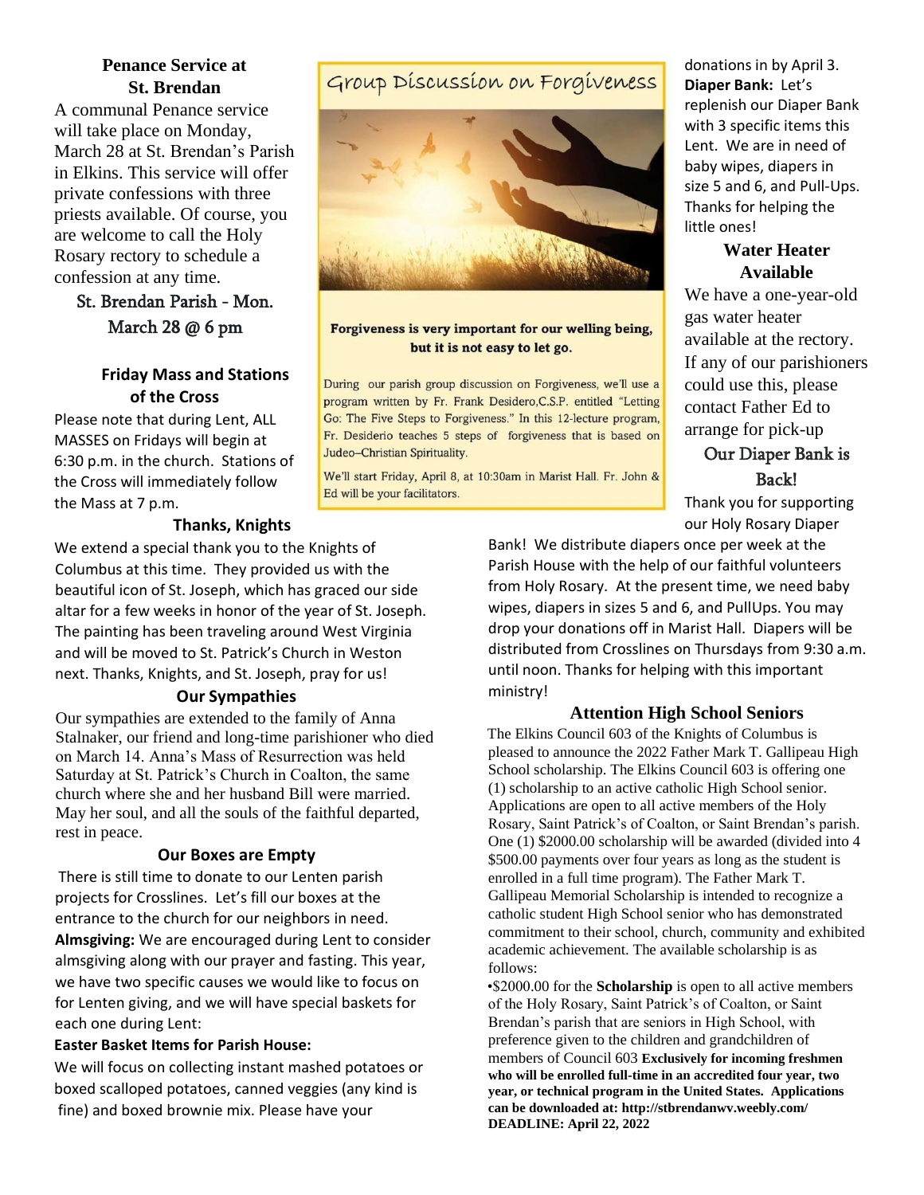## Penance Service at St. Brendan

A communal Penance service will take place on Monday, March 28 at St. Brendan's Parish in Elkins. This service will offer private confessions with three priests available. Of course, you are welcome to call the Holy Rosary rectory to schedule a confession at any time.

St. Brendan Parish - Mon. March 28 @ 6 pm

## Friday Mass and Stations of the Cross

Please note that during Lent, ALL MASSES on Fridays will begin at 6:30 p.m. in the church. Stations of the Cross will immediately follow the Mass at 7 p.m.

## Group Discussion on Forgiveness

**Forgiveness is very important for our welling being, but it is not easy to let go.**

During our parish group discussion on Forgiveness, we'll use a program written by Fr. Frank Desidero,C.S.P. entitled "Letting Go: The Five Steps to Forgiveness." In this 12-lecture program, Fr. Desiderio teaches 5 steps of forgiveness that is based on Judeo–Christian Spirituality.

We'll start Friday, April 8, at 10:30am in Marist Hall. Fr. John & Ed will be your facilitators.

## Thanks, Knights

We extend a special thank you to the Knights of Columbus at this time. They provided us with the beautiful icon of St. Joseph, which has graced our side altar for a few weeks in honor of the year of St. Joseph. The painting has been traveling around West Virginia and will be moved to St. Patrick's Church in Weston next. Thanks, Knights, and St. Joseph, pray for us!

## Our Sympathies

Our sympathies are extended to the family of Anna Stalnaker, our friend and long-time parishioner who died on March 14. Anna's Mass of Resurrection was held Saturday at St. Patrick's Church in Coalton, the same church where she and her husband Bill were married. May her soul, and all the souls of the faithful departed, rest in peace.

## Our Boxes are Empty

There is still time to donate to our Lenten parish projects for Crosslines. Let's fill our boxes at the entrance to the church for our neighbors in need.

**Almsgiving:** We are encouraged during Lent to consider almsgiving along with our prayer and fasting. This year, we have two specific causes we would like to focus on for Lenten giving, and we will have special baskets for each one during Lent:

**Easter Basket Items for Parish House:**

We will focus on collecting instant mashed potatoes or boxed scalloped potatoes, canned veggies (any kind is fine) and boxed brownie mix. Please have your donations in by April 3.

**Diaper Bank:** Let's replenish our Diaper Bank with 3 specific items this Lent. We are in need of baby wipes, diapers in size 5 and 6, and Pull-Ups. Thanks for helping the little ones!

## Water Heater Available

We have a one-year-old gas water heater available at the rectory. If any of our parishioners could use this, please contact Father Ed to arrange for pick-up

## Our Diaper Bank is Back!

Thank you for supporting our Holy Rosary Diaper Bank! We distribute diapers once per week at the Parish House with the help of our faithful volunteers from Holy Rosary. At the present time, we need baby wipes, diapers in sizes 5 and 6, and PullUps. You may drop your donations off in Marist Hall. Diapers will be distributed from Crosslines on Thursdays from 9:30 a.m. until noon. Thanks for helping with this important ministry!

## Attention High School Seniors

The Elkins Council 603 of the Knights of Columbus is pleased to announce the 2022 Father Mark T. Gallipeau High School scholarship. The Elkins Council 603 is offering one (1) scholarship to an active catholic High School senior. Applications are open to all active members of the Holy Rosary, Saint Patrick's of Coalton, or Saint Brendan's parish. One (1) $2000.00 scholarship will be awarded (divided into 4 $500.00 payments over four years as long as the student is enrolled in a full time program). The Father Mark T. Gallipeau Memorial Scholarship is intended to recognize a catholic student High School senior who has demonstrated commitment to their school, church, community and exhibited academic achievement. The available scholarship is as follows:

•$2000.00 for the **Scholarship** is open to all active members of the Holy Rosary, Saint Patrick's of Coalton, or Saint Brendan's parish that are seniors in High School, with preference given to the children and grandchildren of members of Council 603 **Exclusively for incoming freshmen who will be enrolled full-time in an accredited four year, two year, or technical program in the United States. Applications can be downloaded at: http://stbrendanwv.weebly.com/ DEADLINE: April 22, 2022**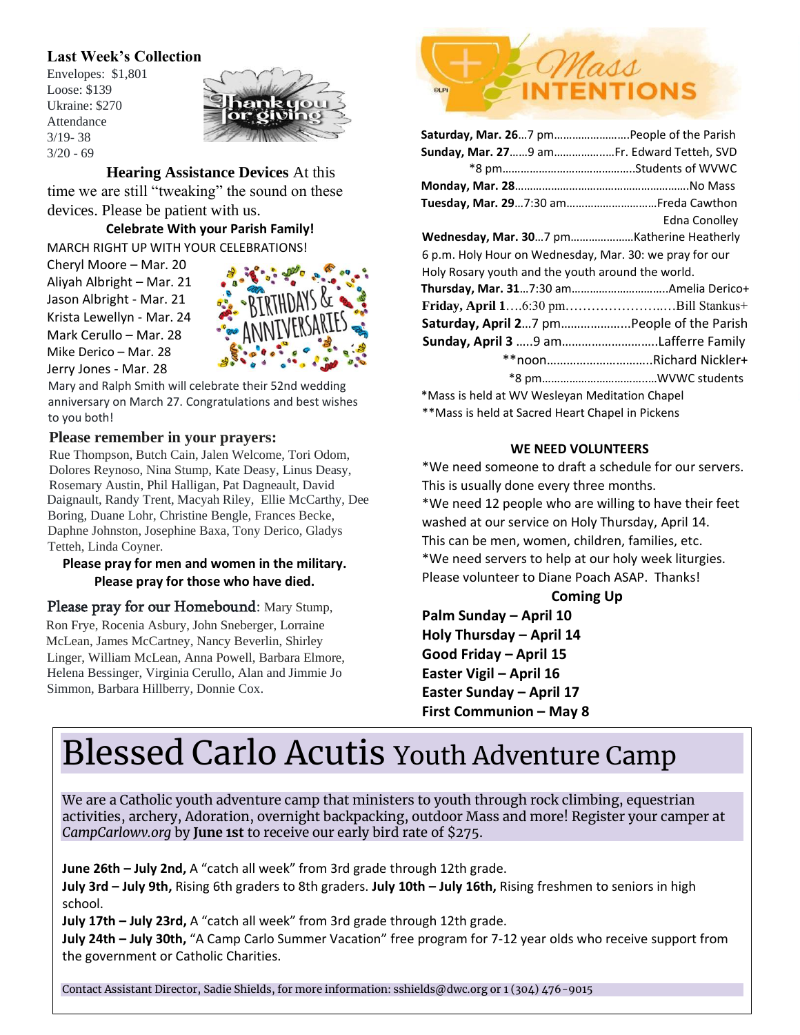## Last Week's Collection

Envelopes: $1,801
Loose: $139
Ukraine: $270
Attendance
3/19- 38
3/20 - 69

**Hearing Assistance Devices** At this time we are still "tweaking" the sound on these devices. Please be patient with us.

**Celebrate With your Parish Family!**

MARCH RIGHT UP WITH YOUR CELEBRATIONS!

Cheryl Moore – Mar. 20
Aliyah Albright – Mar. 21
Jason Albright - Mar. 21
Krista Lewellyn - Mar. 24
Mark Cerullo – Mar. 28
Mike Derico – Mar. 28
Jerry Jones - Mar. 28

Mary and Ralph Smith will celebrate their 52nd wedding anniversary on March 27. Congratulations and best wishes to you both!

## Please remember in your prayers:

Rue Thompson, Butch Cain, Jalen Welcome, Tori Odom, Dolores Reynoso, Nina Stump, Kate Deasy, Linus Deasy, Rosemary Austin, Phil Halligan, Pat Dagneault, David Daignault, Randy Trent, Macyah Riley, Ellie McCarthy, Dee Boring, Duane Lohr, Christine Bengle, Frances Becke, Daphne Johnston, Josephine Baxa, Tony Derico, Gladys Tetteh, Linda Coyner.

**Please pray for men and women in the military.**
**Please pray for those who have died.**

Please pray for our Homebound: Mary Stump, Ron Frye, Rocenia Asbury, John Sneberger, Lorraine McLean, James McCartney, Nancy Beverlin, Shirley Linger, William McLean, Anna Powell, Barbara Elmore, Helena Bessinger, Virginia Cerullo, Alan and Jimmie Jo Simmon, Barbara Hillberry, Donnie Cox.

## Mass Intentions

**Saturday, Mar. 26**…7 pm……………………People of the Parish
**Sunday, Mar. 27**……9 am………………Fr. Edward Tetteh, SVD
*8 pm……………………………………Students of WVWC
**Monday, Mar. 28**…………………………………………No Mass
**Tuesday, Mar. 29**…7:30 am………………………Freda Cawthon
Edna Conolley
**Wednesday, Mar. 30**…7 pm…………………Katherine Heatherly
6 p.m. Holy Hour on Wednesday, Mar. 30: we pray for our Holy Rosary youth and the youth around the world.
**Thursday, Mar. 31**…7:30 am…………………………Amelia Derico+
**Friday, April 1**….6:30 pm……………………Bill Stankus+
**Saturday, April 2**…7 pm…………………People of the Parish
**Sunday, April 3** …..9 am………………………Lafferre Family
**noon…………………………Richard Nickler+
*8 pm………………………………WVWC students

*Mass is held at WV Wesleyan Meditation Chapel
**Mass is held at Sacred Heart Chapel in Pickens

### WE NEED VOLUNTEERS

*We need someone to draft a schedule for our servers. This is usually done every three months.
*We need 12 people who are willing to have their feet washed at our service on Holy Thursday, April 14. This can be men, women, children, families, etc.
*We need servers to help at our holy week liturgies. Please volunteer to Diane Poach ASAP. Thanks!

### Coming Up

**Palm Sunday – April 10**
**Holy Thursday – April 14**
**Good Friday – April 15**
**Easter Vigil – April 16**
**Easter Sunday – April 17**
**First Communion – May 8**

# Blessed Carlo Acutis Youth Adventure Camp

We are a Catholic youth adventure camp that ministers to youth through rock climbing, equestrian activities, archery, Adoration, overnight backpacking, outdoor Mass and more! Register your camper at *CampCarlowv.org* by **June 1st** to receive our early bird rate of $275.

**June 26th – July 2nd,** A "catch all week" from 3rd grade through 12th grade.
**July 3rd – July 9th,** Rising 6th graders to 8th graders. **July 10th – July 16th,** Rising freshmen to seniors in high school.
**July 17th – July 23rd,** A "catch all week" from 3rd grade through 12th grade.
**July 24th – July 30th,** "A Camp Carlo Summer Vacation" free program for 7-12 year olds who receive support from the government or Catholic Charities.

Contact Assistant Director, Sadie Shields, for more information: sshields@dwc.org or 1 (304) 476-9015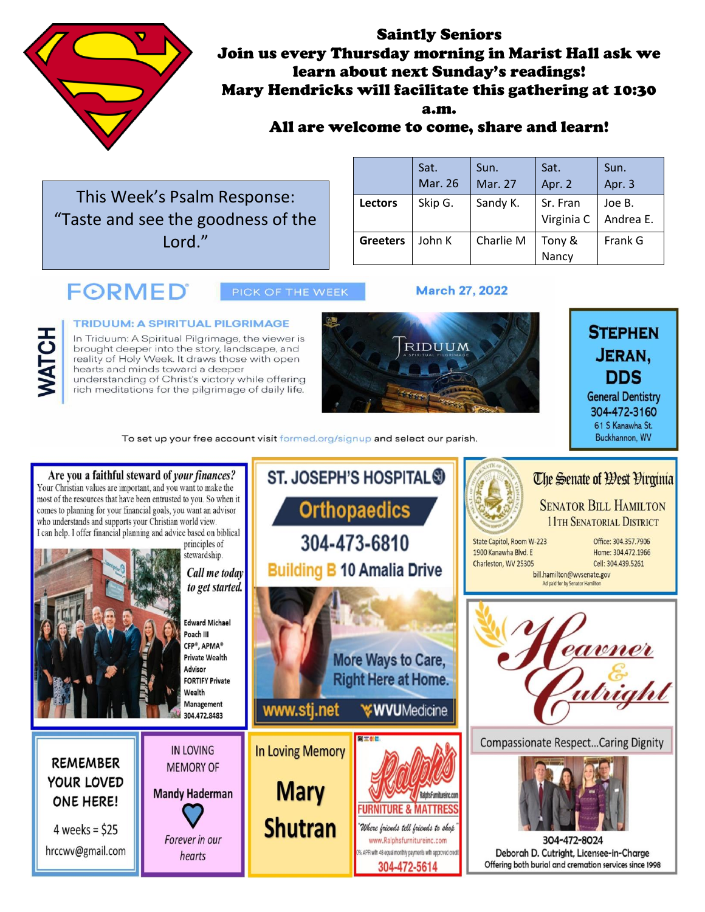## Saintly Seniors

**Join us every Thursday morning in Marist Hall ask we learn about next Sunday's readings!**

**Mary Hendricks will facilitate this gathering at 10:30 a.m.**

**All are welcome to come, share and learn!**

This Week's Psalm Response: "Taste and see the goodness of the Lord."

| | Sat. Mar. 26 | Sun. Mar. 27 | Sat. Apr. 2 | Sun. Apr. 3 |
|---|---|---|---|---|
| **Lectors** | Skip G. | Sandy K. | Sr. Fran Virginia C | Joe B. Andrea E. |
| **Greeters** | John K | Charlie M | Tony & Nancy | Frank G |

FORMED® PICK OF THE WEEK March 27, 2022

WATCH

**TRIDUUM: A SPIRITUAL PILGRIMAGE**

In Triduum: A Spiritual Pilgrimage, the viewer is brought deeper into the story, landscape, and reality of Holy Week. It draws those with open hearts and minds toward a deeper understanding of Christ's victory while offering rich meditations for the pilgrimage of daily life.

TRIDUUM A SPIRITUAL PILGRIMAGE

To set up your free account visit formed.org/signup and select our parish.

**STEPHEN JERAN, DDS**
General Dentistry
304-472-3160
61 S Kanawha St.
Buckhannon, WV

**Are you a faithful steward of *your finances?***
Your Christian values are important, and you want to make the most of the resources that have been entrusted to you. So when it comes to planning for your financial goals, you want an advisor who understands and supports your Christian world view. I can help. I offer financial planning and advice based on biblical principles of stewardship.

*Call me today to get started.*

Edward Michael Poach III
CFP®, APMA®
Private Wealth Advisor
FORTIFY Private Wealth Management
304.472.8483

**ST. JOSEPH'S HOSPITAL**
Orthopaedics
304-473-6810
Building B 10 Amalia Drive
More Ways to Care, Right Here at Home.
www.stj.net WVUMedicine

**The Senate of West Virginia**
SENATOR BILL HAMILTON
11TH SENATORIAL DISTRICT
State Capitol, Room W-223
1900 Kanawha Blvd. E
Charleston, WV 25305
Office: 304.357.7906
Home: 304.472.1966
Cell: 304.439.5261
bill.hamilton@wvsenate.gov
Ad paid for by Senator Hamilton

**Heavner & Cutright**
Compassionate Respect...Caring Dignity
304-472-8024
Deborah D. Cutright, Licensee-in-Charge
Offering both burial and cremation services since 1998

REMEMBER YOUR LOVED ONE HERE!
4 weeks = $25
hrccwv@gmail.com

IN LOVING MEMORY OF
Mandy Haderman
*Forever in our hearts*

In Loving Memory
**Mary Shutran**

**Ralph's FURNITURE & MATTRESS**
RalphsFurnitureinc.com
*"Where friends tell friends to shop"*
www.Ralphsfurnitureinc.com
0% APR with 48 equal monthly payments with approved credit
304-472-5614